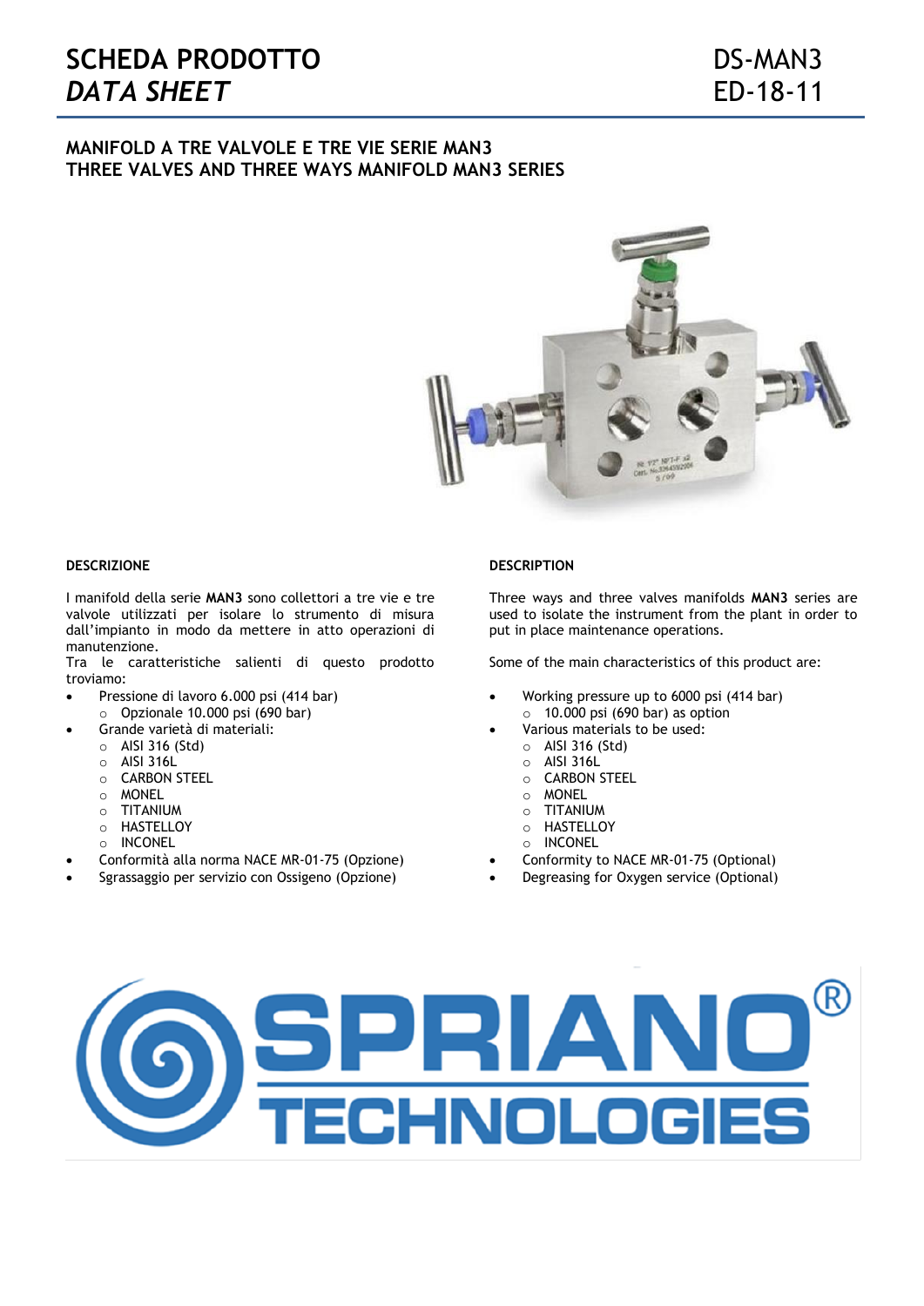# SCHEDA PRODOTTO
# *DATA SHEET*

DS-MAN3
ED-18-11

## MANIFOLD A TRE VALVOLE E TRE VIE SERIE MAN3
## THREE VALVES AND THREE WAYS MANIFOLD MAN3 SERIES

### DESCRIZIONE

I manifold della serie **MAN3** sono collettori a tre vie e tre valvole utilizzati per isolare lo strumento di misura dall'impianto in modo da mettere in atto operazioni di manutenzione.
Tra le caratteristiche salienti di questo prodotto troviamo:

- Pressione di lavoro 6.000 psi (414 bar)
  - Opzionale 10.000 psi (690 bar)
- Grande varietà di materiali:
  - AISI 316 (Std)
  - AISI 316L
  - CARBON STEEL
  - MONEL
  - TITANIUM
  - HASTELLOY
  - INCONEL
- Conformità alla norma NACE MR-01-75 (Opzione)
- Sgrassaggio per servizio con Ossigeno (Opzione)

### DESCRIPTION

Three ways and three valves manifolds **MAN3** series are used to isolate the instrument from the plant in order to put in place maintenance operations.

Some of the main characteristics of this product are:

- Working pressure up to 6000 psi (414 bar)
  - 10.000 psi (690 bar) as option
- Various materials to be used:
  - AISI 316 (Std)
  - AISI 316L
  - CARBON STEEL
  - MONEL
  - TITANIUM
  - HASTELLOY
  - INCONEL
- Conformity to NACE MR-01-75 (Optional)
- Degreasing for Oxygen service (Optional)

SPRIANO® TECHNOLOGIES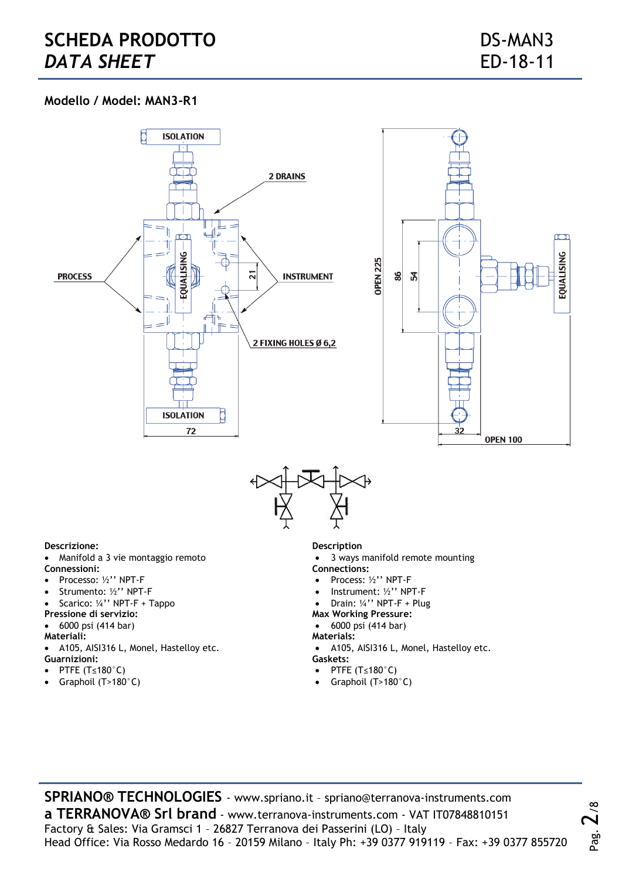# SCHEDA PRODOTTO *DATA SHEET*

DS-MAN3
ED-18-11

**Modello / Model: MAN3-R1**

**Descrizione:**
- Manifold a 3 vie montaggio remoto

**Connessioni:**
- Processo: ½'' NPT-F
- Strumento: ½'' NPT-F
- Scarico: ¼'' NPT-F + Tappo

**Pressione di servizio:**
- 6000 psi (414 bar)

**Materiali:**
- A105, AISI316 L, Monel, Hastelloy etc.

**Guarnizioni:**
- PTFE (T≤180°C)
- Graphoil (T>180°C)

**Description**
- 3 ways manifold remote mounting

**Connections:**
- Process: ½'' NPT-F
- Instrument: ½'' NPT-F
- Drain: ¼'' NPT-F + Plug

**Max Working Pressure:**
- 6000 psi (414 bar)

**Materials:**
- A105, AISI316 L, Monel, Hastelloy etc.

**Gaskets:**
- PTFE (T≤180°C)
- Graphoil (T>180°C)

**SPRIANO® TECHNOLOGIES** - www.spriano.it – spriano@terranova-instruments.com
**a TERRANOVA® Srl brand** - www.terranova-instruments.com - VAT IT07848810151
Factory & Sales: Via Gramsci 1 – 26827 Terranova dei Passerini (LO) – Italy
Head Office: Via Rosso Medardo 16 – 20159 Milano – Italy Ph: +39 0377 919119 – Fax: +39 0377 855720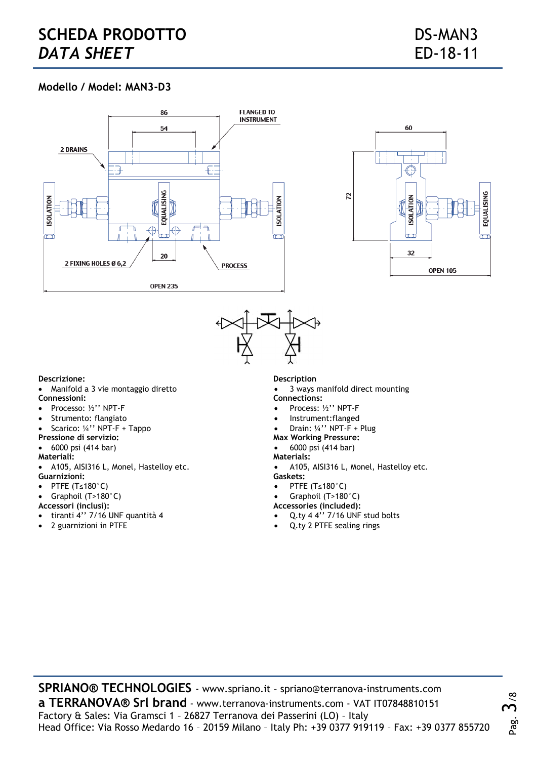# SCHEDA PRODOTTO *DATA SHEET*

DS-MAN3
ED-18-11

## Modello / Model: MAN3-D3

**Descrizione:**
- Manifold a 3 vie montaggio diretto

**Connessioni:**
- Processo: ½'' NPT-F
- Strumento: flangiato
- Scarico: ¼'' NPT-F + Tappo

**Pressione di servizio:**
- 6000 psi (414 bar)

**Materiali:**
- A105, AISI316 L, Monel, Hastelloy etc.

**Guarnizioni:**
- PTFE (T≤180°C)
- Graphoil (T>180°C)

**Accessori (inclusi):**
- tiranti 4'' 7/16 UNF quantità 4
- 2 guarnizioni in PTFE

**Description**
- 3 ways manifold direct mounting

**Connections:**
- Process: ½'' NPT-F
- Instrument:flanged
- Drain: ¼'' NPT-F + Plug

**Max Working Pressure:**
- 6000 psi (414 bar)

**Materials:**
- A105, AISI316 L, Monel, Hastelloy etc.

**Gaskets:**
- PTFE (T≤180°C)
- Graphoil (T>180°C)

**Accessories (included):**
- Q.ty 4 4'' 7/16 UNF stud bolts
- Q.ty 2 PTFE sealing rings

**SPRIANO® TECHNOLOGIES** - www.spriano.it – spriano@terranova-instruments.com
**a TERRANOVA® Srl brand** - www.terranova-instruments.com - VAT IT07848810151
Factory & Sales: Via Gramsci 1 – 26827 Terranova dei Passerini (LO) – Italy
Head Office: Via Rosso Medardo 16 – 20159 Milano – Italy Ph: +39 0377 919119 – Fax: +39 0377 855720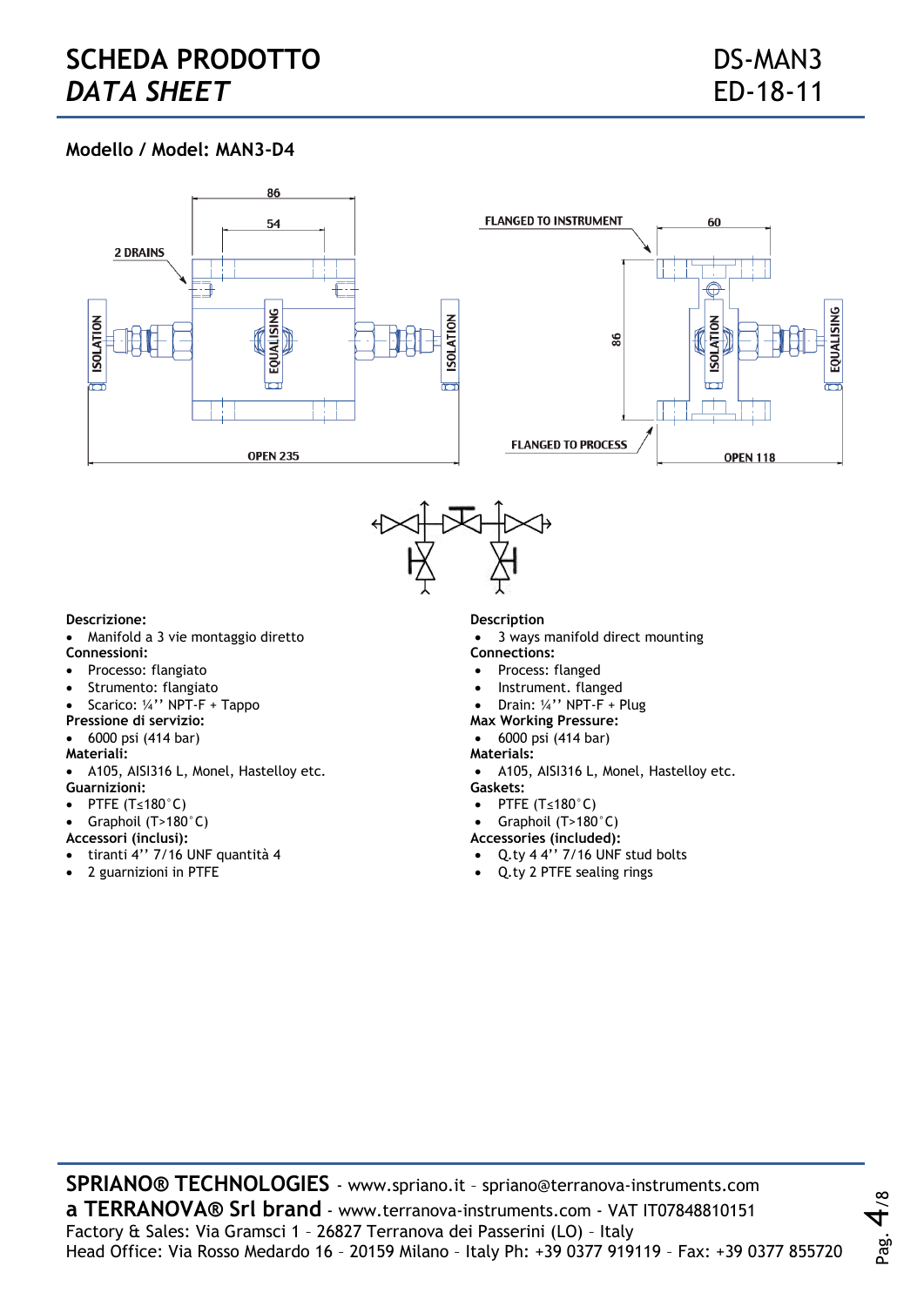# SCHEDA PRODOTTO
# *DATA SHEET*

DS-MAN3
ED-18-11

## Modello / Model: MAN3-D4

**Descrizione:**
- Manifold a 3 vie montaggio diretto

**Connessioni:**
- Processo: flangiato
- Strumento: flangiato
- Scarico: ¼'' NPT-F + Tappo

**Pressione di servizio:**
- 6000 psi (414 bar)

**Materiali:**
- A105, AISI316 L, Monel, Hastelloy etc.

**Guarnizioni:**
- PTFE (T≤180°C)
- Graphoil (T>180°C)

**Accessori (inclusi):**
- tiranti 4'' 7/16 UNF quantità 4
- 2 guarnizioni in PTFE

**Description**
- 3 ways manifold direct mounting

**Connections:**
- Process: flanged
- Instrument. flanged
- Drain: ¼'' NPT-F + Plug

**Max Working Pressure:**
- 6000 psi (414 bar)

**Materials:**
- A105, AISI316 L, Monel, Hastelloy etc.

**Gaskets:**
- PTFE (T≤180°C)
- Graphoil (T>180°C)

**Accessories (included):**
- Q.ty 4 4'' 7/16 UNF stud bolts
- Q.ty 2 PTFE sealing rings

**SPRIANO® TECHNOLOGIES** - www.spriano.it – spriano@terranova-instruments.com
**a TERRANOVA® Srl brand** - www.terranova-instruments.com - VAT IT07848810151
Factory & Sales: Via Gramsci 1 – 26827 Terranova dei Passerini (LO) – Italy
Head Office: Via Rosso Medardo 16 – 20159 Milano – Italy Ph: +39 0377 919119 – Fax: +39 0377 855720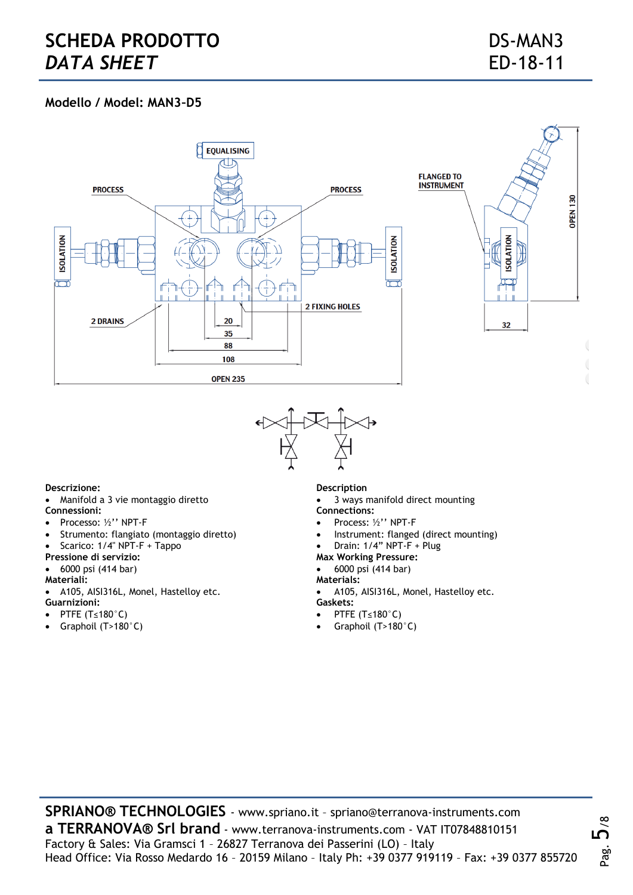# SCHEDA PRODOTTO
# *DATA SHEET*

DS-MAN3
ED-18-11

## Modello / Model: MAN3-D5

**Descrizione:**
- Manifold a 3 vie montaggio diretto

**Connessioni:**
- Processo: ½'' NPT-F
- Strumento: flangiato (montaggio diretto)
- Scarico: 1/4" NPT-F + Tappo

**Pressione di servizio:**
- 6000 psi (414 bar)

**Materiali:**
- A105, AISI316L, Monel, Hastelloy etc.

**Guarnizioni:**
- PTFE (T≤180°C)
- Graphoil (T>180°C)

**Description**
- 3 ways manifold direct mounting

**Connections:**
- Process: ½'' NPT-F
- Instrument: flanged (direct mounting)
- Drain: 1/4" NPT-F + Plug

**Max Working Pressure:**
- 6000 psi (414 bar)

**Materials:**
- A105, AISI316L, Monel, Hastelloy etc.

**Gaskets:**
- PTFE (T≤180°C)
- Graphoil (T>180°C)

**SPRIANO® TECHNOLOGIES** - www.spriano.it – spriano@terranova-instruments.com
**a TERRANOVA® Srl brand** - www.terranova-instruments.com - VAT IT07848810151
Factory & Sales: Via Gramsci 1 – 26827 Terranova dei Passerini (LO) – Italy
Head Office: Via Rosso Medardo 16 – 20159 Milano – Italy Ph: +39 0377 919119 – Fax: +39 0377 855720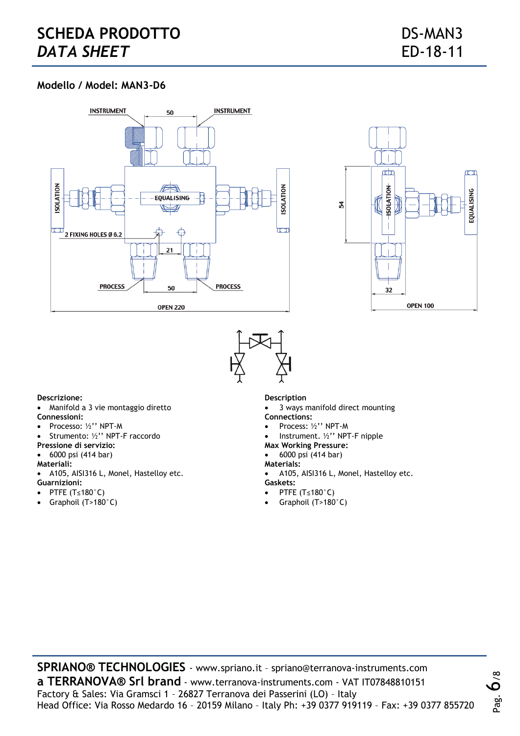# SCHEDA PRODOTTO
# *DATA SHEET*

DS-MAN3
ED-18-11

### Modello / Model: MAN3-D6

INSTRUMENT 50 INSTRUMENT

ISOLATION EQUALISING ISOLATION

2 FIXING HOLES Ø 6.2

21

PROCESS 50 PROCESS

OPEN 220

54 ISOLATION EQUALISING

32

OPEN 100

**Descrizione:**
- Manifold a 3 vie montaggio diretto

**Connessioni:**
- Processo: ½'' NPT-M
- Strumento: ½'' NPT-F raccordo

**Pressione di servizio:**
- 6000 psi (414 bar)

**Materiali:**
- A105, AISI316 L, Monel, Hastelloy etc.

**Guarnizioni:**
- PTFE (T≤180°C)
- Graphoil (T>180°C)

**Description**
- 3 ways manifold direct mounting

**Connections:**
- Process: ½'' NPT-M
- Instrument. ½'' NPT-F nipple

**Max Working Pressure:**
- 6000 psi (414 bar)

**Materials:**
- A105, AISI316 L, Monel, Hastelloy etc.

**Gaskets:**
- PTFE (T≤180°C)
- Graphoil (T>180°C)

**SPRIANO® TECHNOLOGIES** - www.spriano.it – spriano@terranova-instruments.com
**a TERRANOVA® Srl brand** - www.terranova-instruments.com - VAT IT07848810151
Factory & Sales: Via Gramsci 1 – 26827 Terranova dei Passerini (LO) – Italy
Head Office: Via Rosso Medardo 16 – 20159 Milano – Italy Ph: +39 0377 919119 – Fax: +39 0377 855720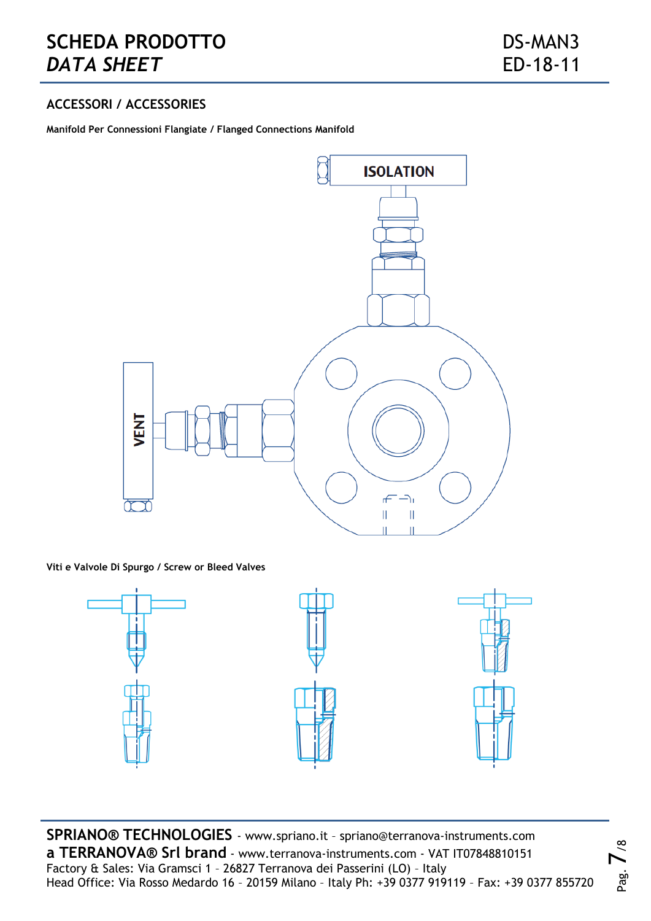## ACCESSORI / ACCESSORIES

**Manifold Per Connessioni Flangiate / Flanged Connections Manifold**

ISOLATION

VENT

**Viti e Valvole Di Spurgo / Screw or Bleed Valves**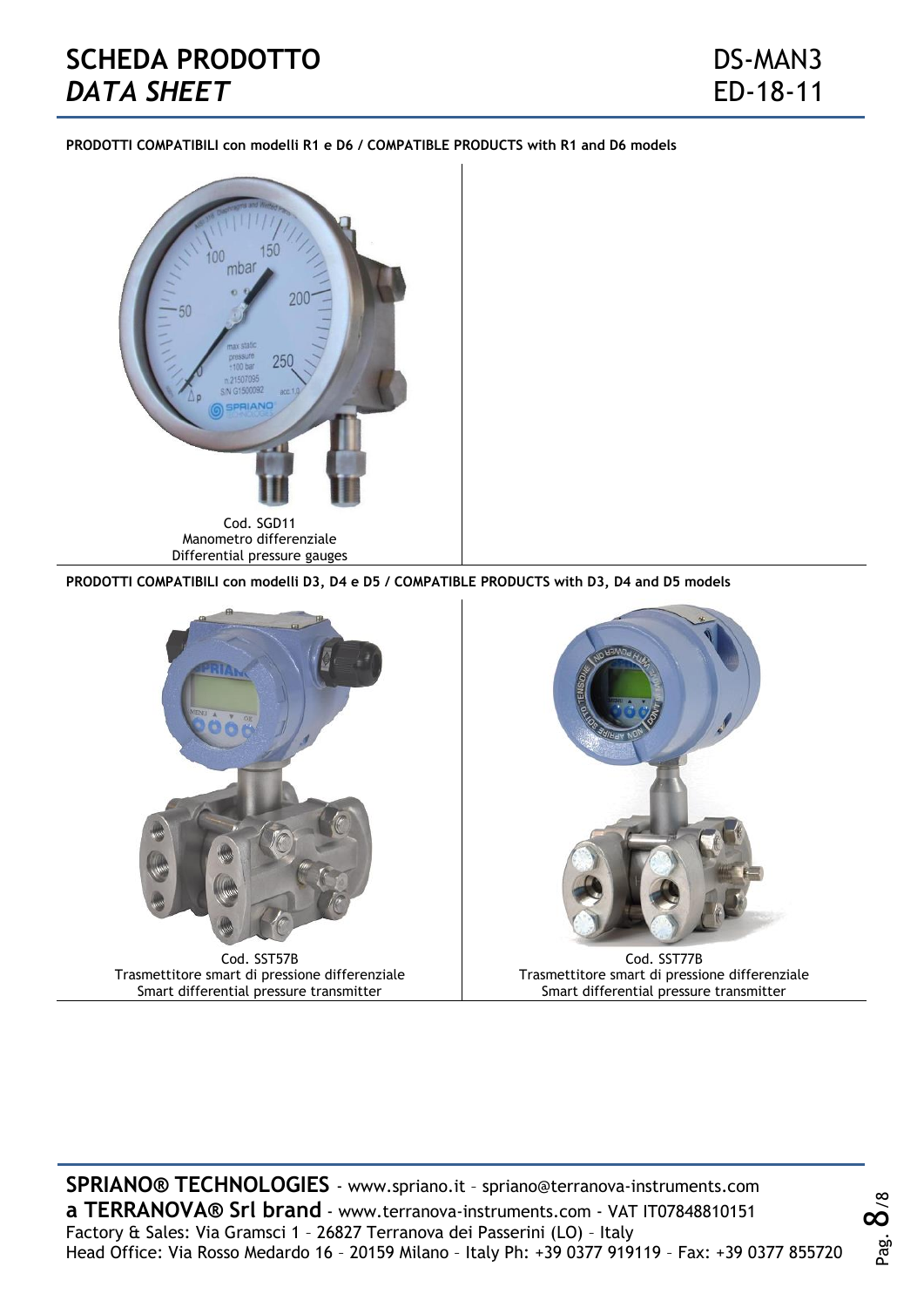**PRODOTTI COMPATIBILI con modelli R1 e D6 / COMPATIBLE PRODUCTS with R1 and D6 models**

Cod. SGD11
Manometro differenziale
Differential pressure gauges

**PRODOTTI COMPATIBILI con modelli D3, D4 e D5 / COMPATIBLE PRODUCTS with D3, D4 and D5 models**

Cod. SST57B
Trasmettitore smart di pressione differenziale
Smart differential pressure transmitter

Cod. SST77B
Trasmettitore smart di pressione differenziale
Smart differential pressure transmitter

**SPRIANO® TECHNOLOGIES** - www.spriano.it – spriano@terranova-instruments.com
**a TERRANOVA® Srl brand** - www.terranova-instruments.com - VAT IT07848810151
Factory & Sales: Via Gramsci 1 – 26827 Terranova dei Passerini (LO) – Italy
Head Office: Via Rosso Medardo 16 – 20159 Milano – Italy Ph: +39 0377 919119 – Fax: +39 0377 855720